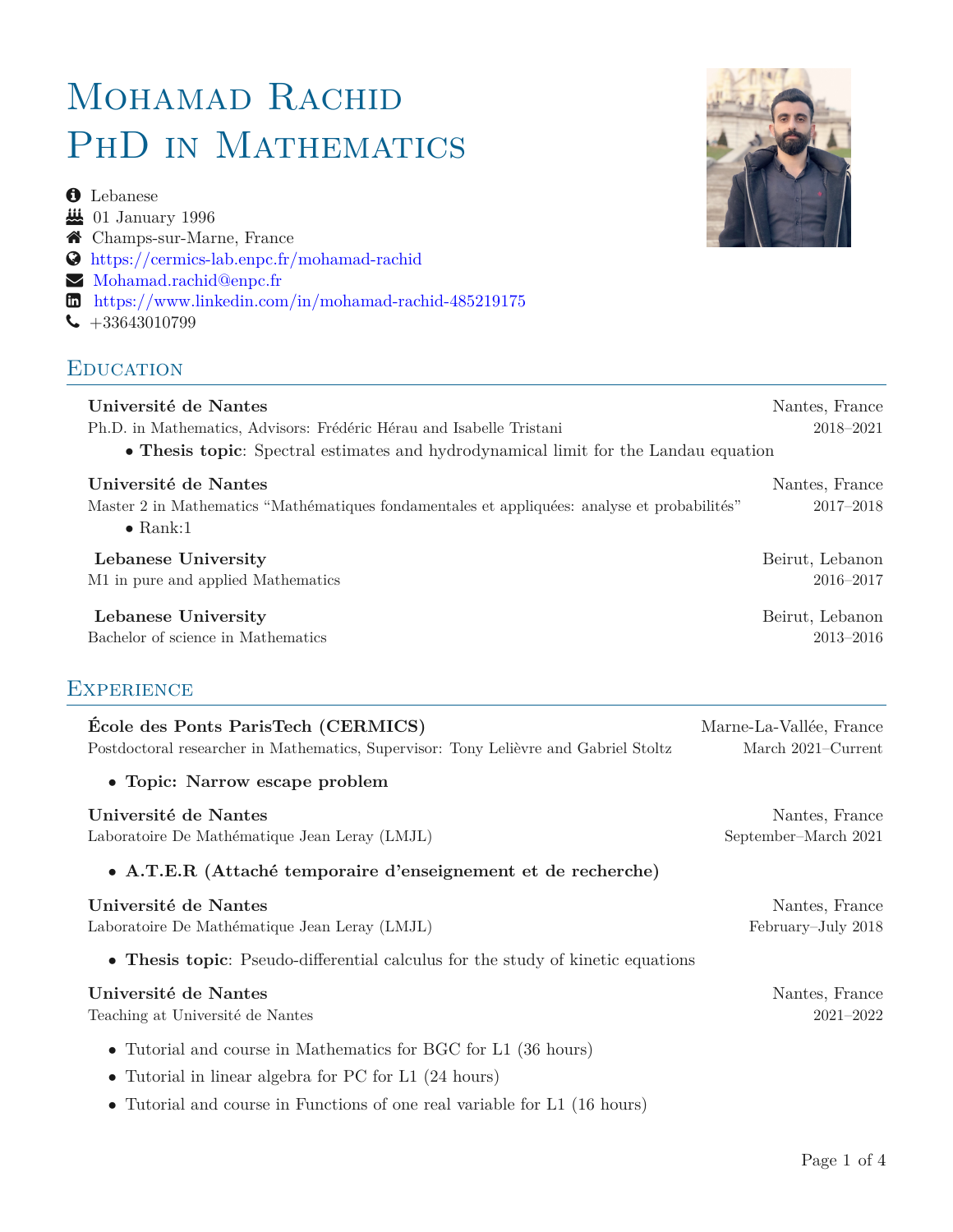# Mohamad Rachid
# PhD in Mathematics

- Lebanese
- 01 January 1996
- Champs-sur-Marne, France
- https://cermics-lab.enpc.fr/mohamad-rachid
- Mohamad.rachid@enpc.fr
- https://www.linkedin.com/in/mohamad-rachid-485219175
- +33643010799

## Education

**Université de Nantes** — Nantes, France
Ph.D. in Mathematics, Advisors: Frédéric Hérau and Isabelle Tristani — 2018–2021

- **Thesis topic**: Spectral estimates and hydrodynamical limit for the Landau equation

**Université de Nantes** — Nantes, France
Master 2 in Mathematics “Mathématiques fondamentales et appliquées: analyse et probabilités” — 2017–2018

- Rank:1

**Lebanese University** — Beirut, Lebanon
M1 in pure and applied Mathematics — 2016–2017

**Lebanese University** — Beirut, Lebanon
Bachelor of science in Mathematics — 2013–2016

## Experience

**École des Ponts ParisTech (CERMICS)** — Marne-La-Vallée, France
Postdoctoral researcher in Mathematics, Supervisor: Tony Lelièvre and Gabriel Stoltz — March 2021–Current

- **Topic: Narrow escape problem**

**Université de Nantes** — Nantes, France
Laboratoire De Mathématique Jean Leray (LMJL) — September–March 2021

- **A.T.E.R (Attaché temporaire d’enseignement et de recherche)**

**Université de Nantes** — Nantes, France
Laboratoire De Mathématique Jean Leray (LMJL) — February–July 2018

- **Thesis topic**: Pseudo-differential calculus for the study of kinetic equations

**Université de Nantes** — Nantes, France
Teaching at Université de Nantes — 2021–2022

- Tutorial and course in Mathematics for BGC for L1 (36 hours)
- Tutorial in linear algebra for PC for L1 (24 hours)
- Tutorial and course in Functions of one real variable for L1 (16 hours)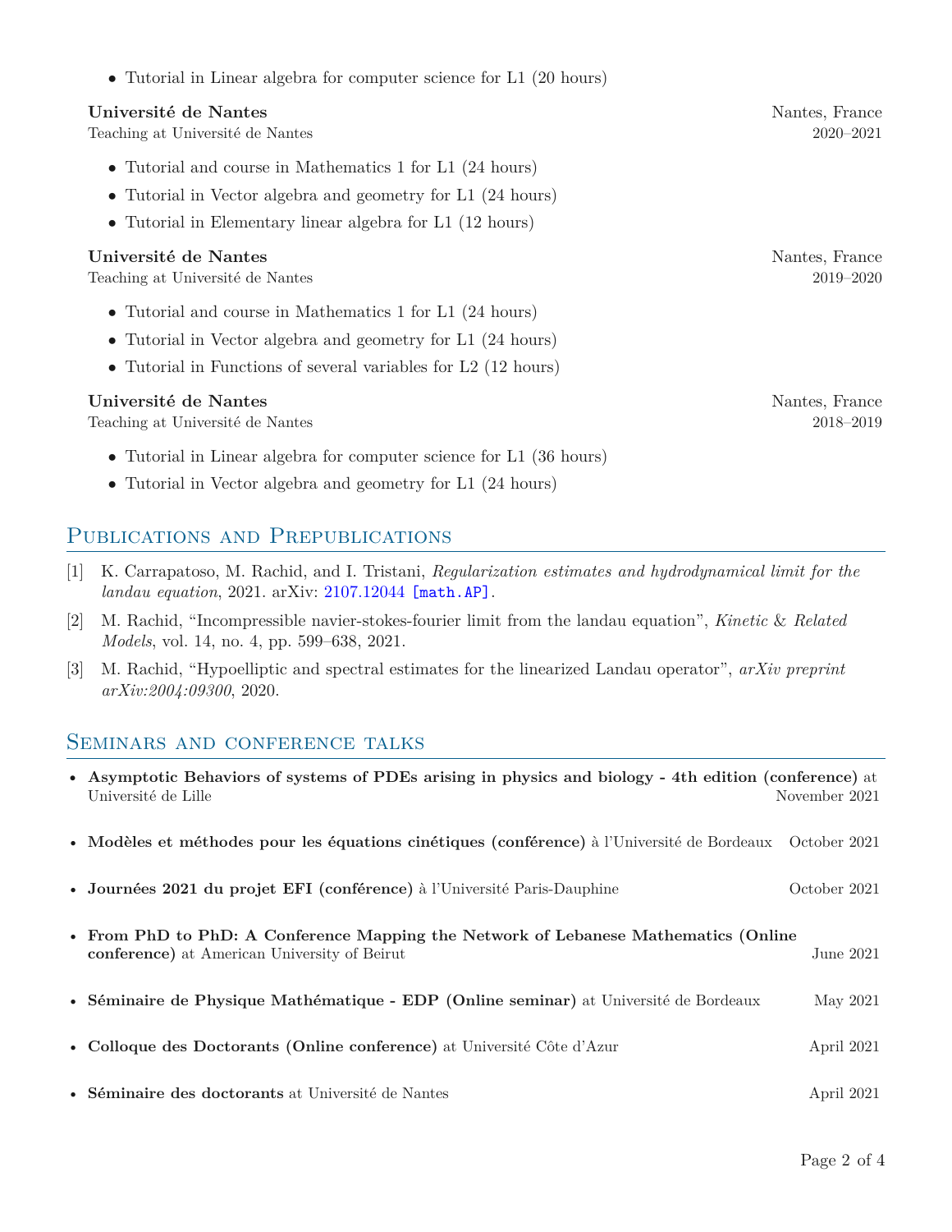- Tutorial in Linear algebra for computer science for L1 (20 hours)

**Université de Nantes** Nantes, France
Teaching at Université de Nantes 2020–2021

- Tutorial and course in Mathematics 1 for L1 (24 hours)
- Tutorial in Vector algebra and geometry for L1 (24 hours)
- Tutorial in Elementary linear algebra for L1 (12 hours)

**Université de Nantes** Nantes, France
Teaching at Université de Nantes 2019–2020

- Tutorial and course in Mathematics 1 for L1 (24 hours)
- Tutorial in Vector algebra and geometry for L1 (24 hours)
- Tutorial in Functions of several variables for L2 (12 hours)

**Université de Nantes** Nantes, France
Teaching at Université de Nantes 2018–2019

- Tutorial in Linear algebra for computer science for L1 (36 hours)
- Tutorial in Vector algebra and geometry for L1 (24 hours)

## Publications and Prepublications

[1] K. Carrapatoso, M. Rachid, and I. Tristani, *Regularization estimates and hydrodynamical limit for the landau equation*, 2021. arXiv: 2107.12044 [math.AP].

[2] M. Rachid, "Incompressible navier-stokes-fourier limit from the landau equation", *Kinetic & Related Models*, vol. 14, no. 4, pp. 599–638, 2021.

[3] M. Rachid, "Hypoelliptic and spectral estimates for the linearized Landau operator", *arXiv preprint arXiv:2004:09300*, 2020.

## Seminars and conference talks

- **Asymptotic Behaviors of systems of PDEs arising in physics and biology - 4th edition (conference)** at Université de Lille — November 2021
- **Modèles et méthodes pour les équations cinétiques (conférence)** à l'Université de Bordeaux — October 2021
- **Journées 2021 du projet EFI (conférence)** à l'Université Paris-Dauphine — October 2021
- **From PhD to PhD: A Conference Mapping the Network of Lebanese Mathematics (Online conference)** at American University of Beirut — June 2021
- **Séminaire de Physique Mathématique - EDP (Online seminar)** at Université de Bordeaux — May 2021
- **Colloque des Doctorants (Online conference)** at Université Côte d'Azur — April 2021
- **Séminaire des doctorants** at Université de Nantes — April 2021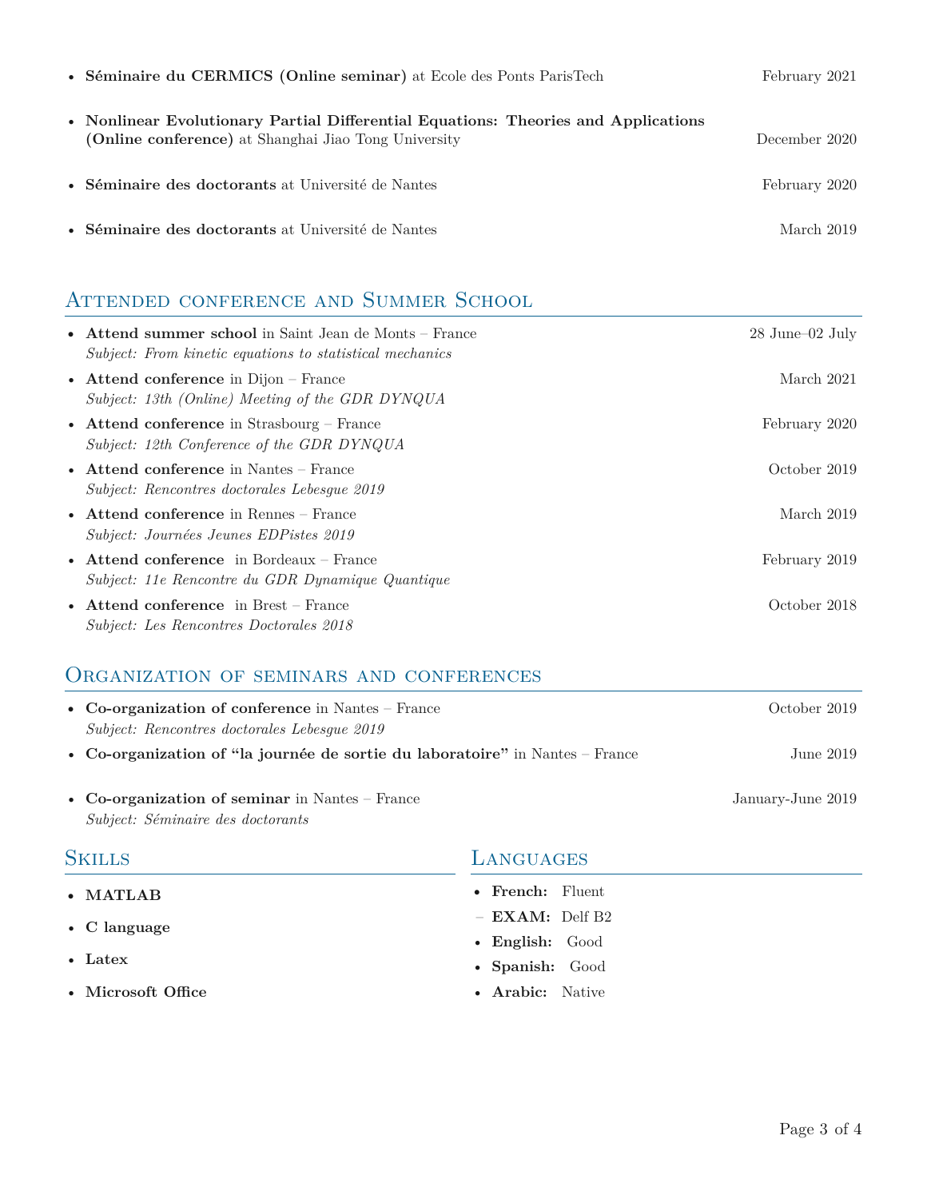- **Séminaire du CERMICS (Online seminar)** at Ecole des Ponts ParisTech — February 2021
- **Nonlinear Evolutionary Partial Differential Equations: Theories and Applications (Online conference)** at Shanghai Jiao Tong University — December 2020
- **Séminaire des doctorants** at Université de Nantes — February 2020
- **Séminaire des doctorants** at Université de Nantes — March 2019

## Attended conference and Summer School

- **Attend summer school** in Saint Jean de Monts – France — 28 June–02 July
  *Subject: From kinetic equations to statistical mechanics*
- **Attend conference** in Dijon – France — March 2021
  *Subject: 13th (Online) Meeting of the GDR DYNQUA*
- **Attend conference** in Strasbourg – France — February 2020
  *Subject: 12th Conference of the GDR DYNQUA*
- **Attend conference** in Nantes – France — October 2019
  *Subject: Rencontres doctorales Lebesgue 2019*
- **Attend conference** in Rennes – France — March 2019
  *Subject: Journées Jeunes EDPistes 2019*
- **Attend conference** in Bordeaux – France — February 2019
  *Subject: 11e Rencontre du GDR Dynamique Quantique*
- **Attend conference** in Brest – France — October 2018
  *Subject: Les Rencontres Doctorales 2018*

## Organization of seminars and conferences

- **Co-organization of conference** in Nantes – France — October 2019
  *Subject: Rencontres doctorales Lebesgue 2019*
- **Co-organization of "la journée de sortie du laboratoire"** in Nantes – France — June 2019
- **Co-organization of seminar** in Nantes – France — January-June 2019
  *Subject: Séminaire des doctorants*

## Skills

- **MATLAB**
- **C language**
- **Latex**
- **Microsoft Office**

## Languages

- **French:** Fluent
  - **EXAM:** Delf B2
- **English:** Good
- **Spanish:** Good
- **Arabic:** Native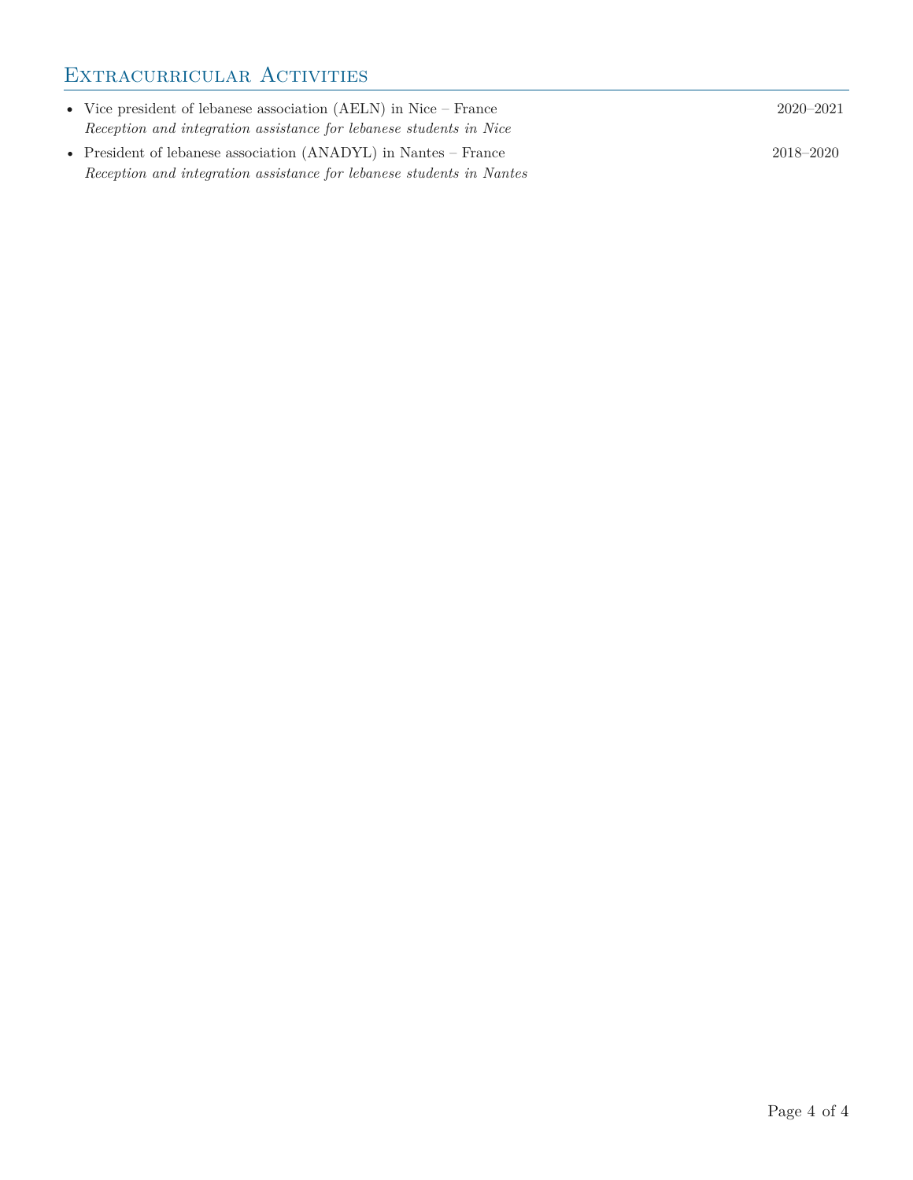## Extracurricular Activities

- Vice president of lebanese association (AELN) in Nice – France 2020–2021
  *Reception and integration assistance for lebanese students in Nice*
- President of lebanese association (ANADYL) in Nantes – France 2018–2020
  *Reception and integration assistance for lebanese students in Nantes*